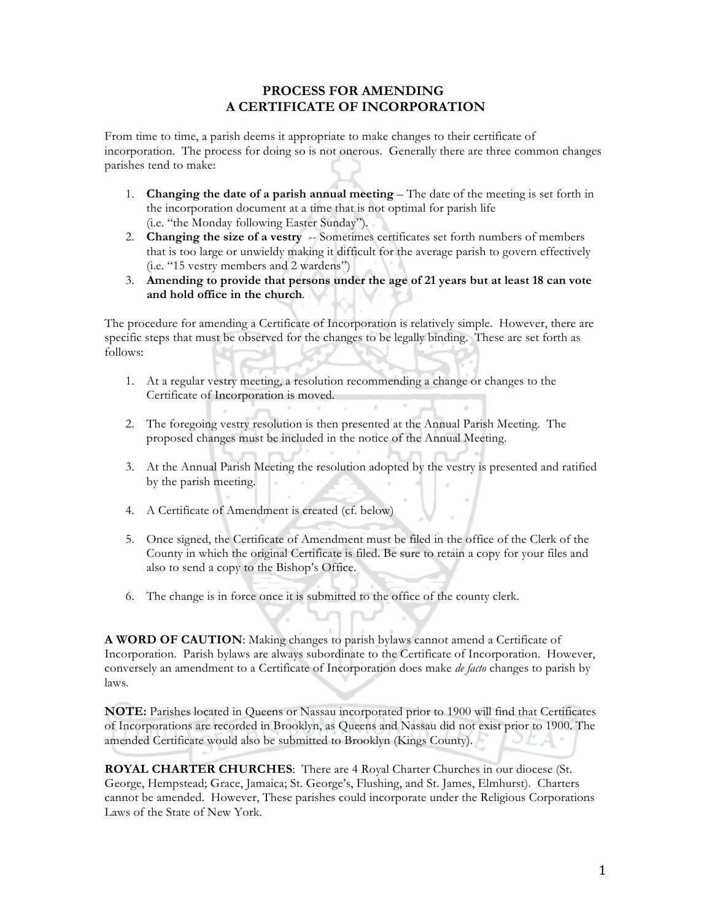# PROCESS FOR AMENDING A CERTIFICATE OF INCORPORATION

From time to time, a parish deems it appropriate to make changes to their certificate of incorporation. The process for doing so is not onerous. Generally there are three common changes parishes tend to make:

1. **Changing the date of a parish annual meeting** – The date of the meeting is set forth in the incorporation document at a time that is not optimal for parish life (i.e. "the Monday following Easter Sunday").
2. **Changing the size of a vestry** -- Sometimes certificates set forth numbers of members that is too large or unwieldy making it difficult for the average parish to govern effectively (i.e. "15 vestry members and 2 wardens")
3. **Amending to provide that persons under the age of 21 years but at least 18 can vote and hold office in the church**.

The procedure for amending a Certificate of Incorporation is relatively simple. However, there are specific steps that must be observed for the changes to be legally binding. These are set forth as follows:

1. At a regular vestry meeting, a resolution recommending a change or changes to the Certificate of Incorporation is moved.

2. The foregoing vestry resolution is then presented at the Annual Parish Meeting. The proposed changes must be included in the notice of the Annual Meeting.

3. At the Annual Parish Meeting the resolution adopted by the vestry is presented and ratified by the parish meeting.

4. A Certificate of Amendment is created (cf. below)

5. Once signed, the Certificate of Amendment must be filed in the office of the Clerk of the County in which the original Certificate is filed. Be sure to retain a copy for your files and also to send a copy to the Bishop's Office.

6. The change is in force once it is submitted to the office of the county clerk.

**A WORD OF CAUTION**: Making changes to parish bylaws cannot amend a Certificate of Incorporation. Parish bylaws are always subordinate to the Certificate of Incorporation. However, conversely an amendment to a Certificate of Incorporation does make *de facto* changes to parish by laws.

**NOTE:** Parishes located in Queens or Nassau incorporated prior to 1900 will find that Certificates of Incorporations are recorded in Brooklyn, as Queens and Nassau did not exist prior to 1900. The amended Certificate would also be submitted to Brooklyn (Kings County).

**ROYAL CHARTER CHURCHES**: There are 4 Royal Charter Churches in our diocese (St. George, Hempstead; Grace, Jamaica; St. George's, Flushing, and St. James, Elmhurst). Charters cannot be amended. However, These parishes could incorporate under the Religious Corporations Laws of the State of New York.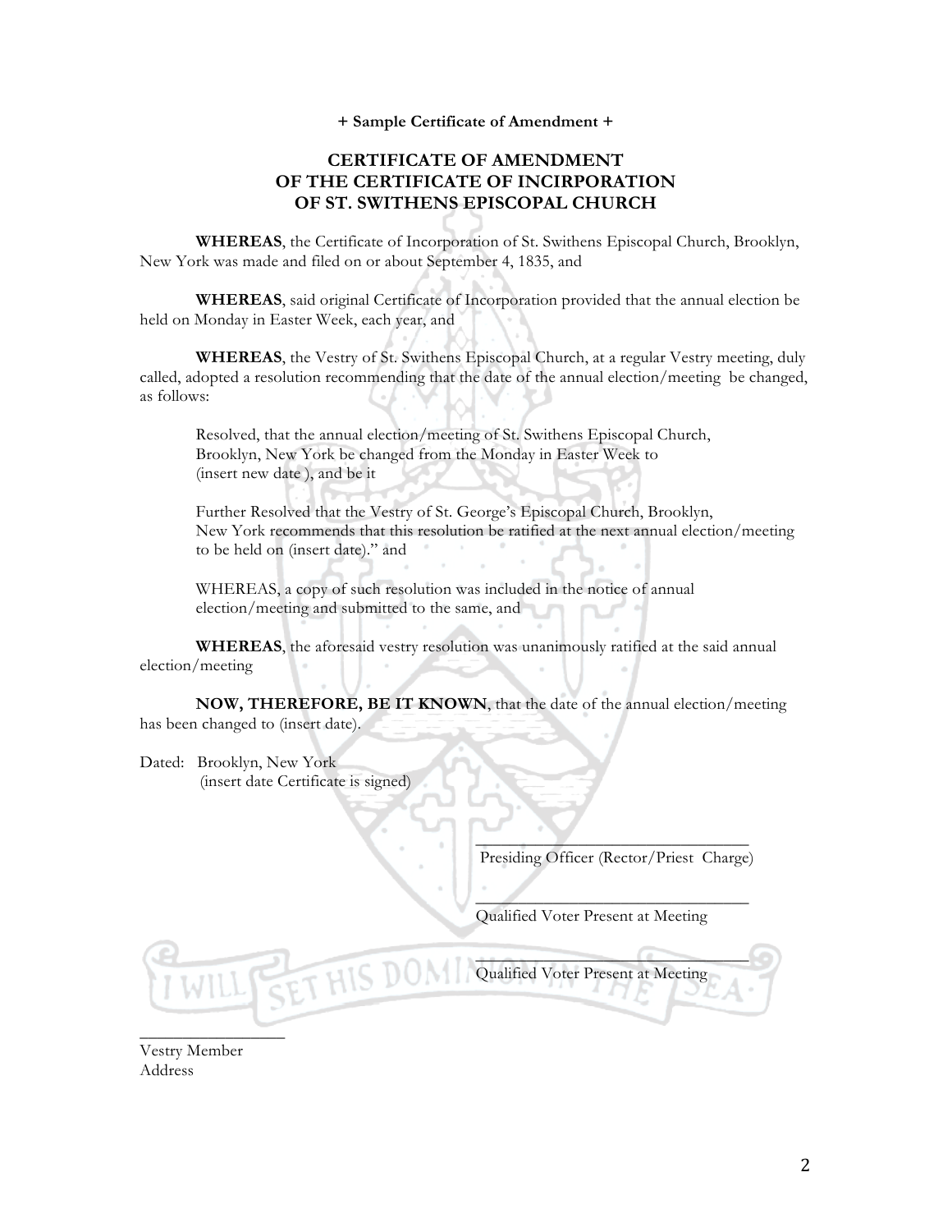**+ Sample Certificate of Amendment +**

# CERTIFICATE OF AMENDMENT OF THE CERTIFICATE OF INCIRPORATION OF ST. SWITHENS EPISCOPAL CHURCH

**WHEREAS**, the Certificate of Incorporation of St. Swithens Episcopal Church, Brooklyn, New York was made and filed on or about September 4, 1835, and

**WHEREAS**, said original Certificate of Incorporation provided that the annual election be held on Monday in Easter Week, each year, and

**WHEREAS**, the Vestry of St. Swithens Episcopal Church, at a regular Vestry meeting, duly called, adopted a resolution recommending that the date of the annual election/meeting be changed, as follows:

> Resolved, that the annual election/meeting of St. Swithens Episcopal Church, Brooklyn, New York be changed from the Monday in Easter Week to (insert new date ), and be it
>
> Further Resolved that the Vestry of St. George's Episcopal Church, Brooklyn, New York recommends that this resolution be ratified at the next annual election/meeting to be held on (insert date)." and
>
> WHEREAS, a copy of such resolution was included in the notice of annual election/meeting and submitted to the same, and

**WHEREAS**, the aforesaid vestry resolution was unanimously ratified at the said annual election/meeting

**NOW, THEREFORE, BE IT KNOWN**, that the date of the annual election/meeting has been changed to (insert date).

Dated: Brooklyn, New York
(insert date Certificate is signed)

\_\_\_\_\_\_\_\_\_\_\_\_\_\_\_\_\_\_\_\_\_\_\_\_\_\_\_\_\_\_\_\_\_\_
Presiding Officer (Rector/Priest Charge)

\_\_\_\_\_\_\_\_\_\_\_\_\_\_\_\_\_\_\_\_\_\_\_\_\_\_\_\_\_\_\_\_\_\_
Qualified Voter Present at Meeting

\_\_\_\_\_\_\_\_\_\_\_\_\_\_\_\_\_\_\_\_\_\_\_\_\_\_\_\_\_\_\_\_\_\_
Qualified Voter Present at Meeting

\_\_\_\_\_\_\_\_\_\_\_\_\_\_\_\_\_\_
Vestry Member
Address